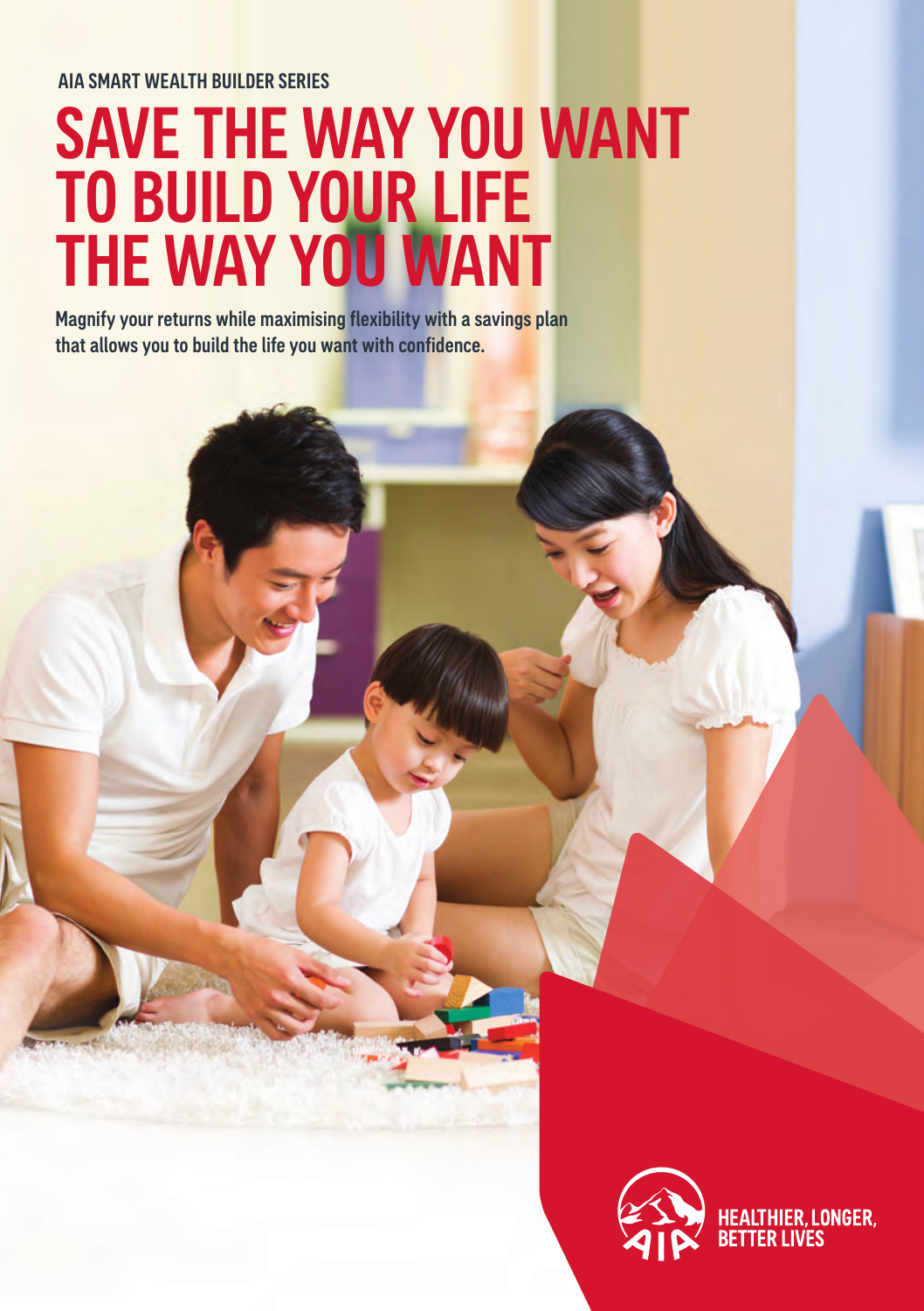AIA SMART WEALTH BUILDER SERIES

# SAVE THE WAY YOU WANT TO BUILD YOUR LIFE THE WAY YOU WANT

**Magnify your returns while maximising flexibility with a savings plan that allows you to build the life you want with confidence.**

HEALTHIER, LONGER, BETTER LIVES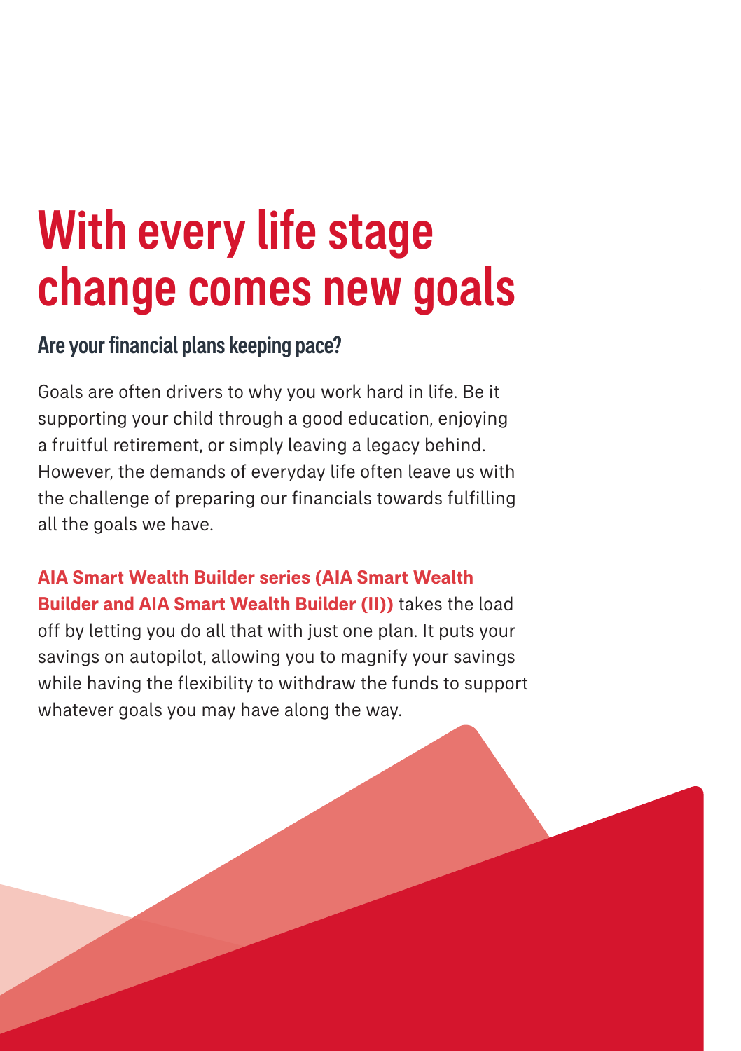# With every life stage change comes new goals

## Are your financial plans keeping pace?

Goals are often drivers to why you work hard in life. Be it supporting your child through a good education, enjoying a fruitful retirement, or simply leaving a legacy behind. However, the demands of everyday life often leave us with the challenge of preparing our financials towards fulfilling all the goals we have.

**AIA Smart Wealth Builder series (AIA Smart Wealth Builder and AIA Smart Wealth Builder (II))** takes the load off by letting you do all that with just one plan. It puts your savings on autopilot, allowing you to magnify your savings while having the flexibility to withdraw the funds to support whatever goals you may have along the way.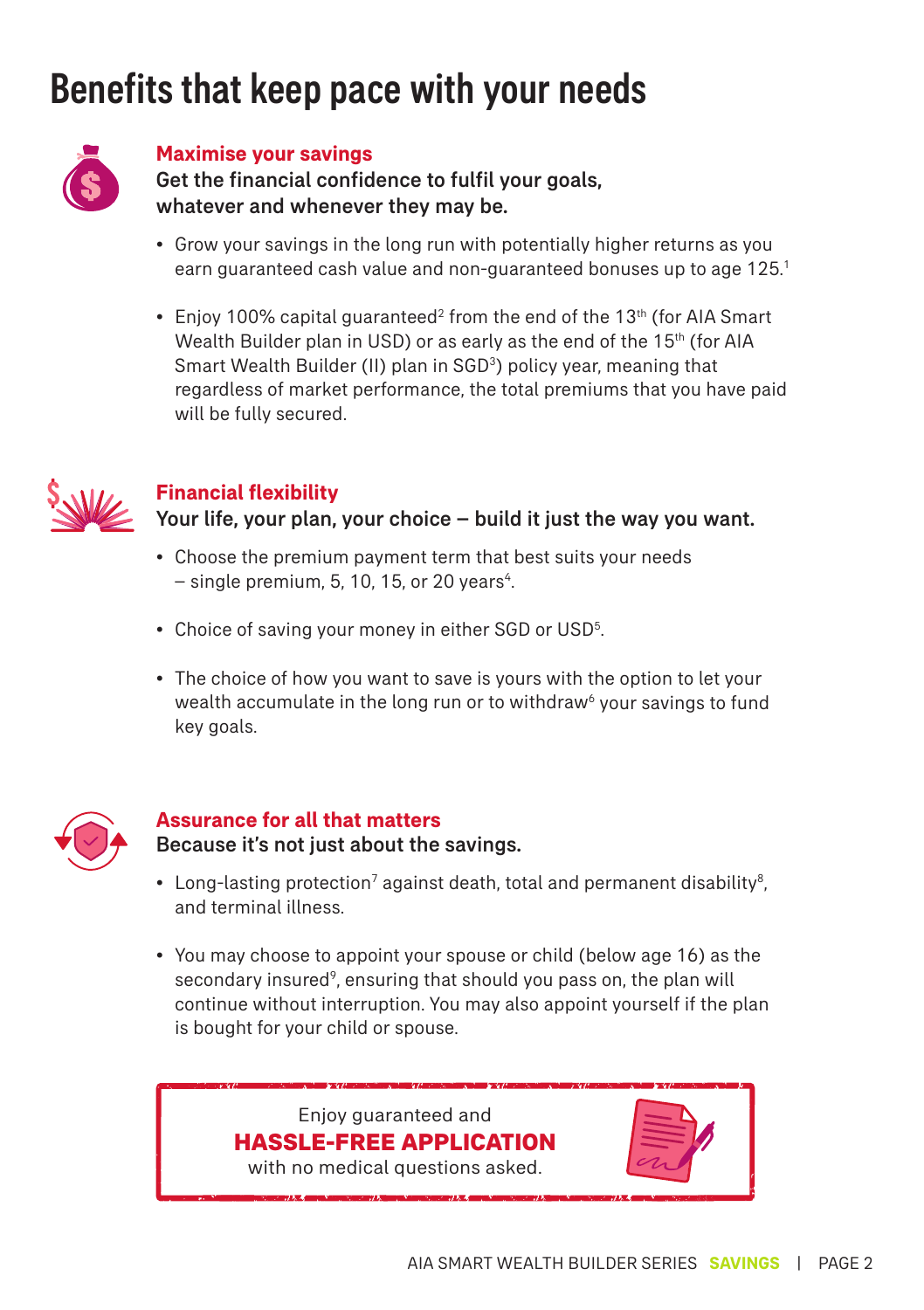# Benefits that keep pace with your needs

## Maximise your savings

**Get the financial confidence to fulfil your goals, whatever and whenever they may be.**

- Grow your savings in the long run with potentially higher returns as you earn guaranteed cash value and non-guaranteed bonuses up to age 125.[1]
- Enjoy 100% capital guaranteed[2] from the end of the 13th (for AIA Smart Wealth Builder plan in USD) or as early as the end of the 15th (for AIA Smart Wealth Builder (II) plan in SGD[3]) policy year, meaning that regardless of market performance, the total premiums that you have paid will be fully secured.

## Financial flexibility

**Your life, your plan, your choice – build it just the way you want.**

- Choose the premium payment term that best suits your needs – single premium, 5, 10, 15, or 20 years[4].
- Choice of saving your money in either SGD or USD[5].
- The choice of how you want to save is yours with the option to let your wealth accumulate in the long run or to withdraw[6] your savings to fund key goals.

## Assurance for all that matters

**Because it's not just about the savings.**

- Long-lasting protection[7] against death, total and permanent disability[8], and terminal illness.
- You may choose to appoint your spouse or child (below age 16) as the secondary insured[9], ensuring that should you pass on, the plan will continue without interruption. You may also appoint yourself if the plan is bought for your child or spouse.

Enjoy guaranteed and
**HASSLE-FREE APPLICATION**
with no medical questions asked.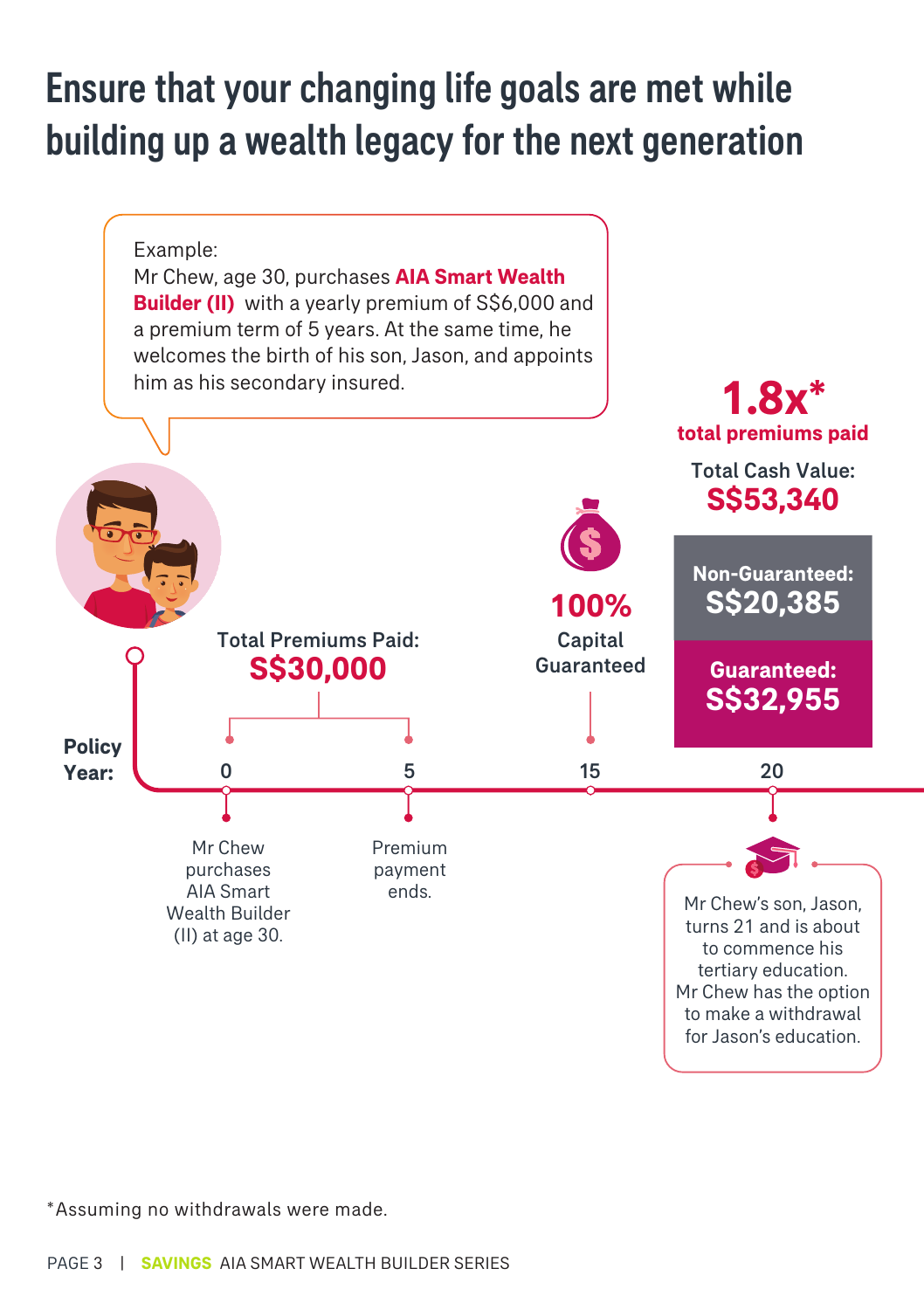# Ensure that your changing life goals are met while building up a wealth legacy for the next generation

Example:
Mr Chew, age 30, purchases **AIA Smart Wealth Builder (II)** with a yearly premium of S$6,000 and a premium term of 5 years. At the same time, he welcomes the birth of his son, Jason, and appoints him as his secondary insured.

**Policy Year:**

**0** — Mr Chew purchases AIA Smart Wealth Builder (II) at age 30.

**5** — Premium payment ends.

Total Premiums Paid: **S$30,000**

**15** — **100%** Capital Guaranteed

**20** — **1.8x*** total premiums paid

Total Cash Value: **S$53,340**

- Non-Guaranteed: **S$20,385**
- Guaranteed: **S$32,955**

Mr Chew's son, Jason, turns 21 and is about to commence his tertiary education. Mr Chew has the option to make a withdrawal for Jason's education.

*Assuming no withdrawals were made.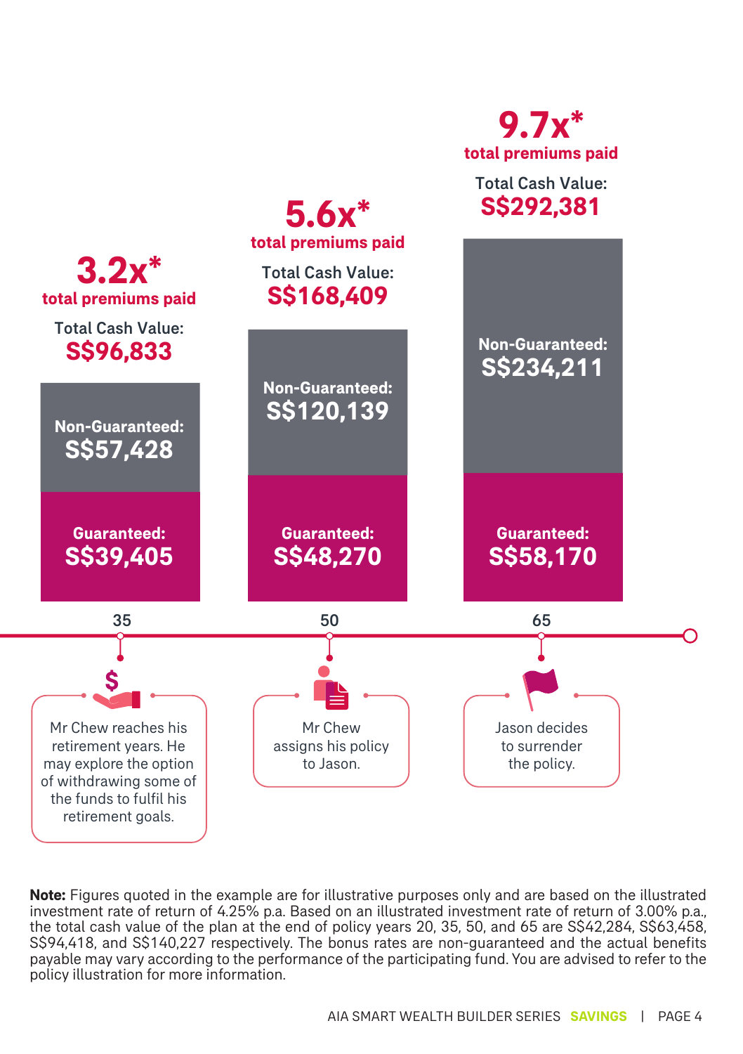**3.2x*** **total premiums paid**

Total Cash Value: **S$96,833**

Non-Guaranteed: **S$57,428**

Guaranteed: **S$39,405**

**35**

Mr Chew reaches his retirement years. He may explore the option of withdrawing some of the funds to fulfil his retirement goals.

**5.6x*** **total premiums paid**

Total Cash Value: **S$168,409**

Non-Guaranteed: **S$120,139**

Guaranteed: **S$48,270**

**50**

Mr Chew assigns his policy to Jason.

**9.7x*** **total premiums paid**

Total Cash Value: **S$292,381**

Non-Guaranteed: **S$234,211**

Guaranteed: **S$58,170**

**65**

Jason decides to surrender the policy.

**Note:** Figures quoted in the example are for illustrative purposes only and are based on the illustrated investment rate of return of 4.25% p.a. Based on an illustrated investment rate of return of 3.00% p.a., the total cash value of the plan at the end of policy years 20, 35, 50, and 65 are S$42,284, S$63,458, S$94,418, and S$140,227 respectively. The bonus rates are non-guaranteed and the actual benefits payable may vary according to the performance of the participating fund. You are advised to refer to the policy illustration for more information.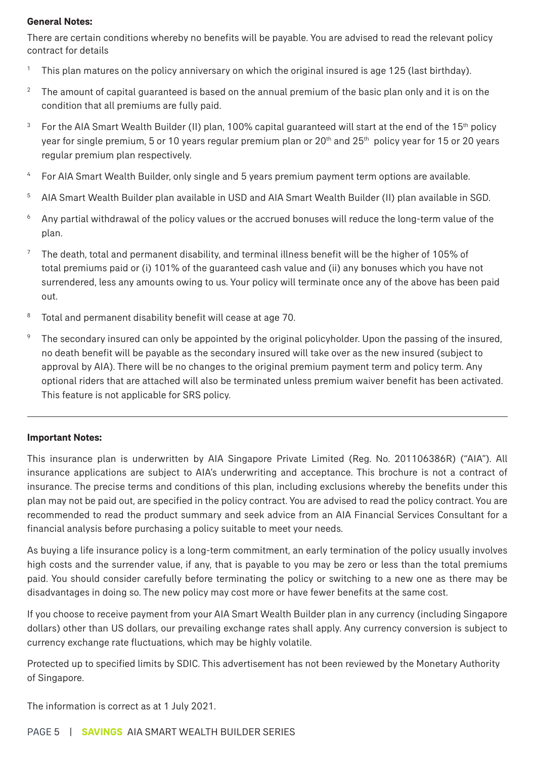**General Notes:**

There are certain conditions whereby no benefits will be payable. You are advised to read the relevant policy contract for details

1. This plan matures on the policy anniversary on which the original insured is age 125 (last birthday).
2. The amount of capital guaranteed is based on the annual premium of the basic plan only and it is on the condition that all premiums are fully paid.
3. For the AIA Smart Wealth Builder (II) plan, 100% capital guaranteed will start at the end of the 15th policy year for single premium, 5 or 10 years regular premium plan or 20th and 25th policy year for 15 or 20 years regular premium plan respectively.
4. For AIA Smart Wealth Builder, only single and 5 years premium payment term options are available.
5. AIA Smart Wealth Builder plan available in USD and AIA Smart Wealth Builder (II) plan available in SGD.
6. Any partial withdrawal of the policy values or the accrued bonuses will reduce the long-term value of the plan.
7. The death, total and permanent disability, and terminal illness benefit will be the higher of 105% of total premiums paid or (i) 101% of the guaranteed cash value and (ii) any bonuses which you have not surrendered, less any amounts owing to us. Your policy will terminate once any of the above has been paid out.
8. Total and permanent disability benefit will cease at age 70.
9. The secondary insured can only be appointed by the original policyholder. Upon the passing of the insured, no death benefit will be payable as the secondary insured will take over as the new insured (subject to approval by AIA). There will be no changes to the original premium payment term and policy term. Any optional riders that are attached will also be terminated unless premium waiver benefit has been activated. This feature is not applicable for SRS policy.

---

**Important Notes:**

This insurance plan is underwritten by AIA Singapore Private Limited (Reg. No. 201106386R) ("AIA"). All insurance applications are subject to AIA's underwriting and acceptance. This brochure is not a contract of insurance. The precise terms and conditions of this plan, including exclusions whereby the benefits under this plan may not be paid out, are specified in the policy contract. You are advised to read the policy contract. You are recommended to read the product summary and seek advice from an AIA Financial Services Consultant for a financial analysis before purchasing a policy suitable to meet your needs.

As buying a life insurance policy is a long-term commitment, an early termination of the policy usually involves high costs and the surrender value, if any, that is payable to you may be zero or less than the total premiums paid. You should consider carefully before terminating the policy or switching to a new one as there may be disadvantages in doing so. The new policy may cost more or have fewer benefits at the same cost.

If you choose to receive payment from your AIA Smart Wealth Builder plan in any currency (including Singapore dollars) other than US dollars, our prevailing exchange rates shall apply. Any currency conversion is subject to currency exchange rate fluctuations, which may be highly volatile.

Protected up to specified limits by SDIC. This advertisement has not been reviewed by the Monetary Authority of Singapore.

The information is correct as at 1 July 2021.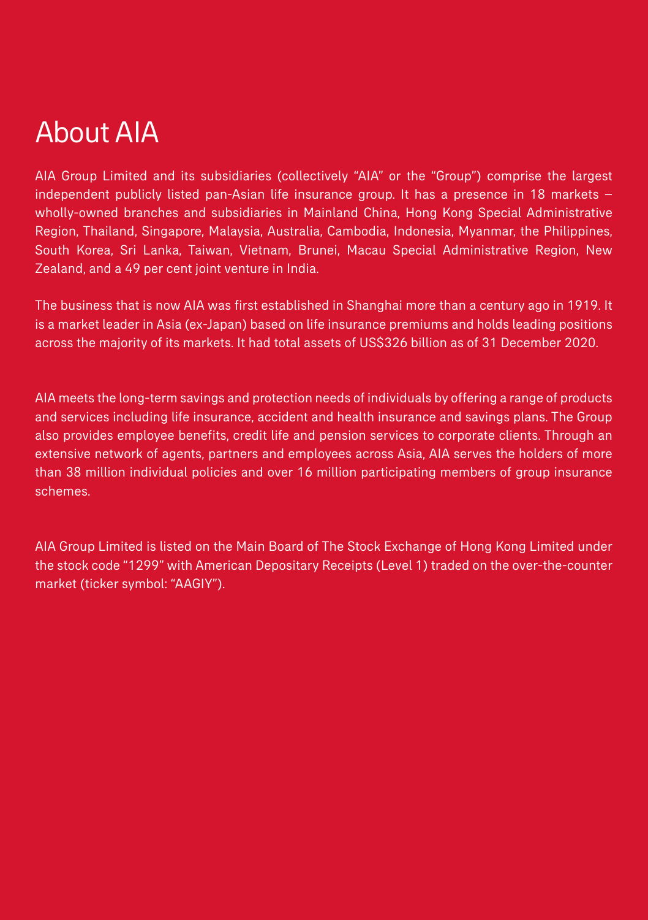# About AIA

AIA Group Limited and its subsidiaries (collectively "AIA" or the "Group") comprise the largest independent publicly listed pan-Asian life insurance group. It has a presence in 18 markets – wholly-owned branches and subsidiaries in Mainland China, Hong Kong Special Administrative Region, Thailand, Singapore, Malaysia, Australia, Cambodia, Indonesia, Myanmar, the Philippines, South Korea, Sri Lanka, Taiwan, Vietnam, Brunei, Macau Special Administrative Region, New Zealand, and a 49 per cent joint venture in India.

The business that is now AIA was first established in Shanghai more than a century ago in 1919. It is a market leader in Asia (ex-Japan) based on life insurance premiums and holds leading positions across the majority of its markets. It had total assets of US$326 billion as of 31 December 2020.

AIA meets the long-term savings and protection needs of individuals by offering a range of products and services including life insurance, accident and health insurance and savings plans. The Group also provides employee benefits, credit life and pension services to corporate clients. Through an extensive network of agents, partners and employees across Asia, AIA serves the holders of more than 38 million individual policies and over 16 million participating members of group insurance schemes.

AIA Group Limited is listed on the Main Board of The Stock Exchange of Hong Kong Limited under the stock code "1299" with American Depositary Receipts (Level 1) traded on the over-the-counter market (ticker symbol: "AAGIY").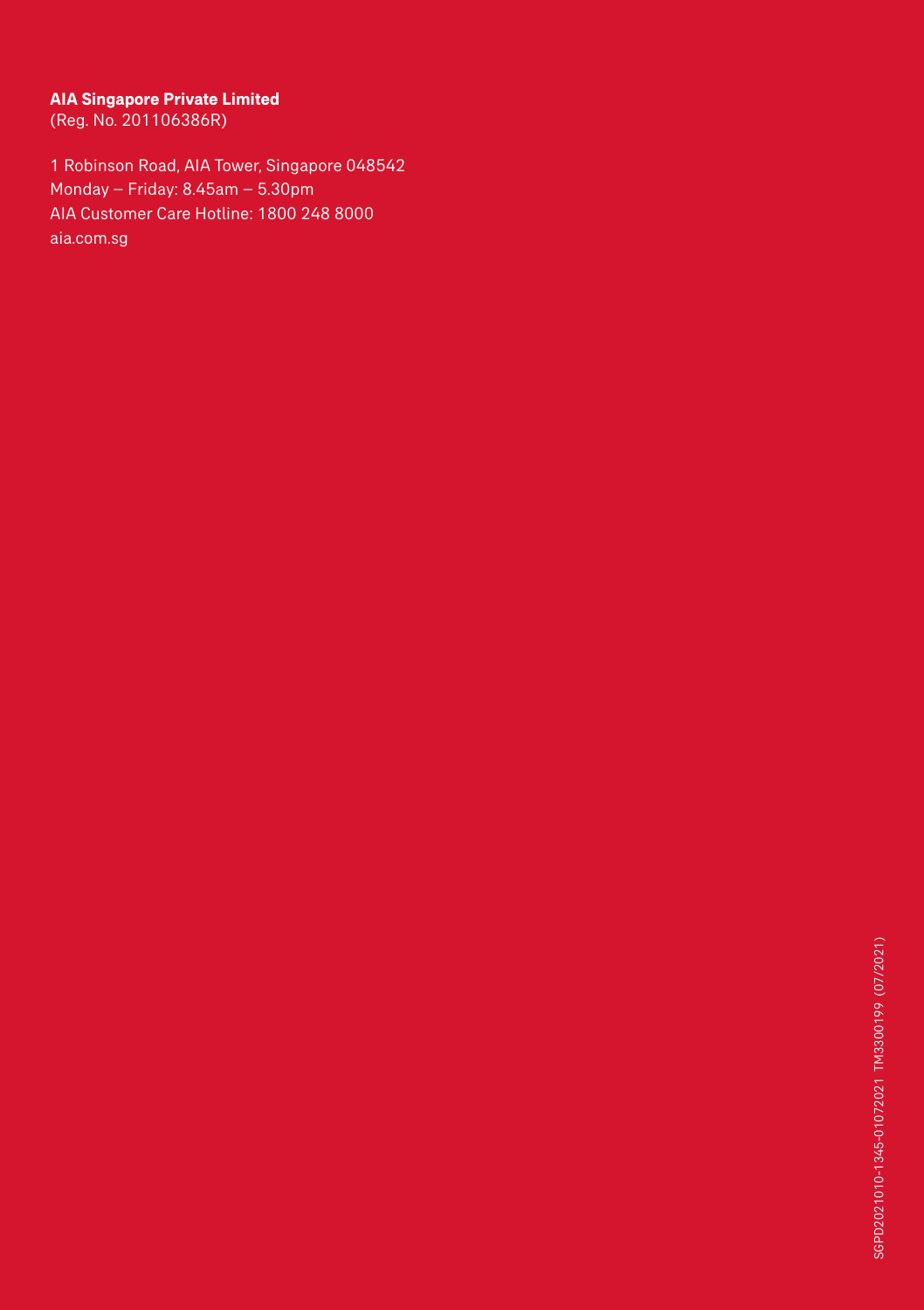**AIA Singapore Private Limited**
(Reg. No. 201106386R)

1 Robinson Road, AIA Tower, Singapore 048542
Monday – Friday: 8.45am – 5.30pm
AIA Customer Care Hotline: 1800 248 8000
aia.com.sg

SGPD2021010-1345-01072021 TM3300199 (07/2021)